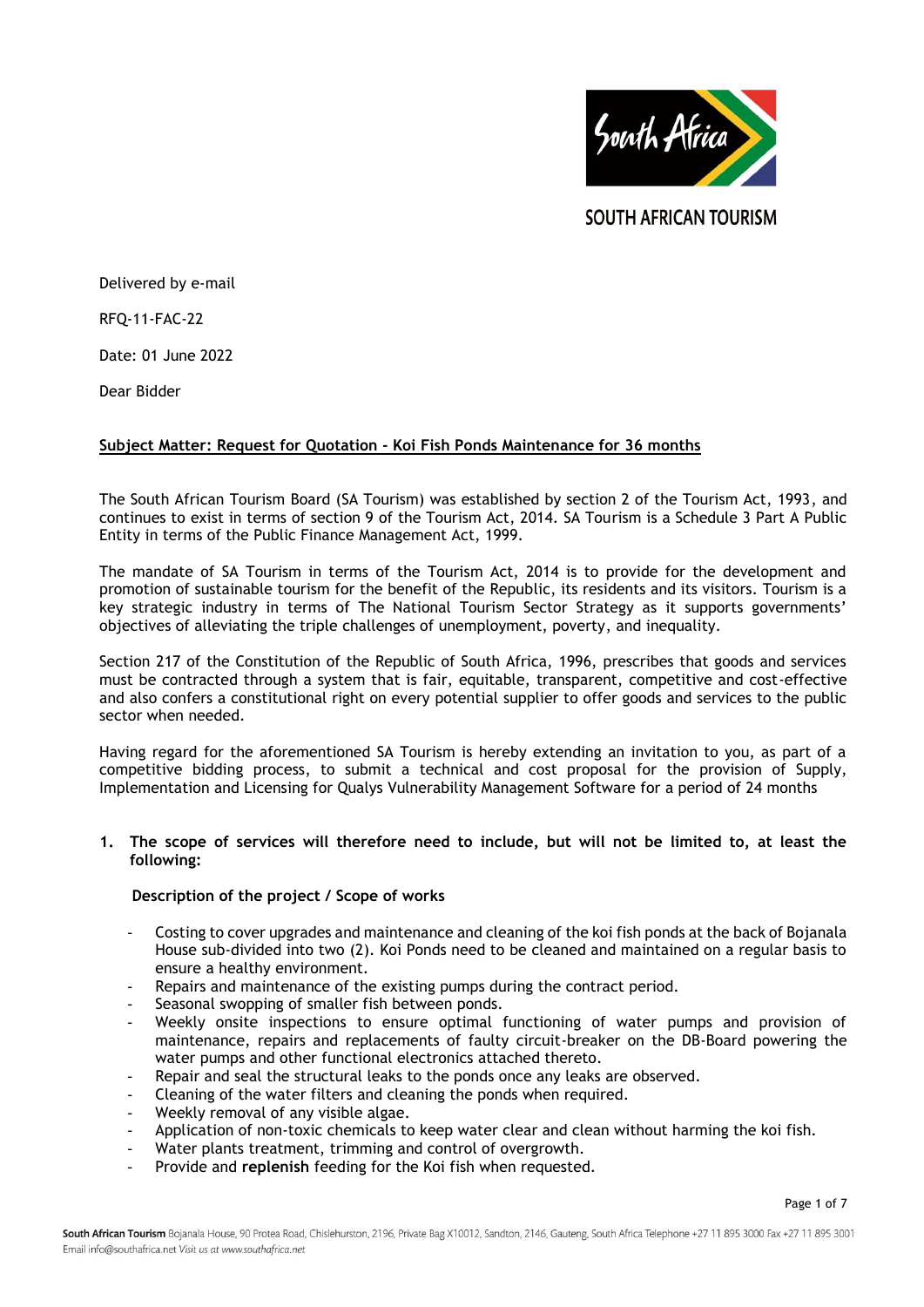SOUTH AFRICAN TOURISM

Delivered by e-mail

RFQ-11-FAC-22

Date: 01 June 2022

Dear Bidder

**Subject Matter: Request for Quotation - Koi Fish Ponds Maintenance for 36 months**

The South African Tourism Board (SA Tourism) was established by section 2 of the Tourism Act, 1993, and continues to exist in terms of section 9 of the Tourism Act, 2014. SA Tourism is a Schedule 3 Part A Public Entity in terms of the Public Finance Management Act, 1999.

The mandate of SA Tourism in terms of the Tourism Act, 2014 is to provide for the development and promotion of sustainable tourism for the benefit of the Republic, its residents and its visitors. Tourism is a key strategic industry in terms of The National Tourism Sector Strategy as it supports governments' objectives of alleviating the triple challenges of unemployment, poverty, and inequality.

Section 217 of the Constitution of the Republic of South Africa, 1996, prescribes that goods and services must be contracted through a system that is fair, equitable, transparent, competitive and cost-effective and also confers a constitutional right on every potential supplier to offer goods and services to the public sector when needed.

Having regard for the aforementioned SA Tourism is hereby extending an invitation to you, as part of a competitive bidding process, to submit a technical and cost proposal for the provision of Supply, Implementation and Licensing for Qualys Vulnerability Management Software for a period of 24 months

**1. The scope of services will therefore need to include, but will not be limited to, at least the following:**

**Description of the project / Scope of works**

- Costing to cover upgrades and maintenance and cleaning of the koi fish ponds at the back of Bojanala House sub-divided into two (2). Koi Ponds need to be cleaned and maintained on a regular basis to ensure a healthy environment.
- Repairs and maintenance of the existing pumps during the contract period.
- Seasonal swopping of smaller fish between ponds.
- Weekly onsite inspections to ensure optimal functioning of water pumps and provision of maintenance, repairs and replacements of faulty circuit-breaker on the DB-Board powering the water pumps and other functional electronics attached thereto.
- Repair and seal the structural leaks to the ponds once any leaks are observed.
- Cleaning of the water filters and cleaning the ponds when required.
- Weekly removal of any visible algae.
- Application of non-toxic chemicals to keep water clear and clean without harming the koi fish.
- Water plants treatment, trimming and control of overgrowth.
- Provide and **replenish** feeding for the Koi fish when requested.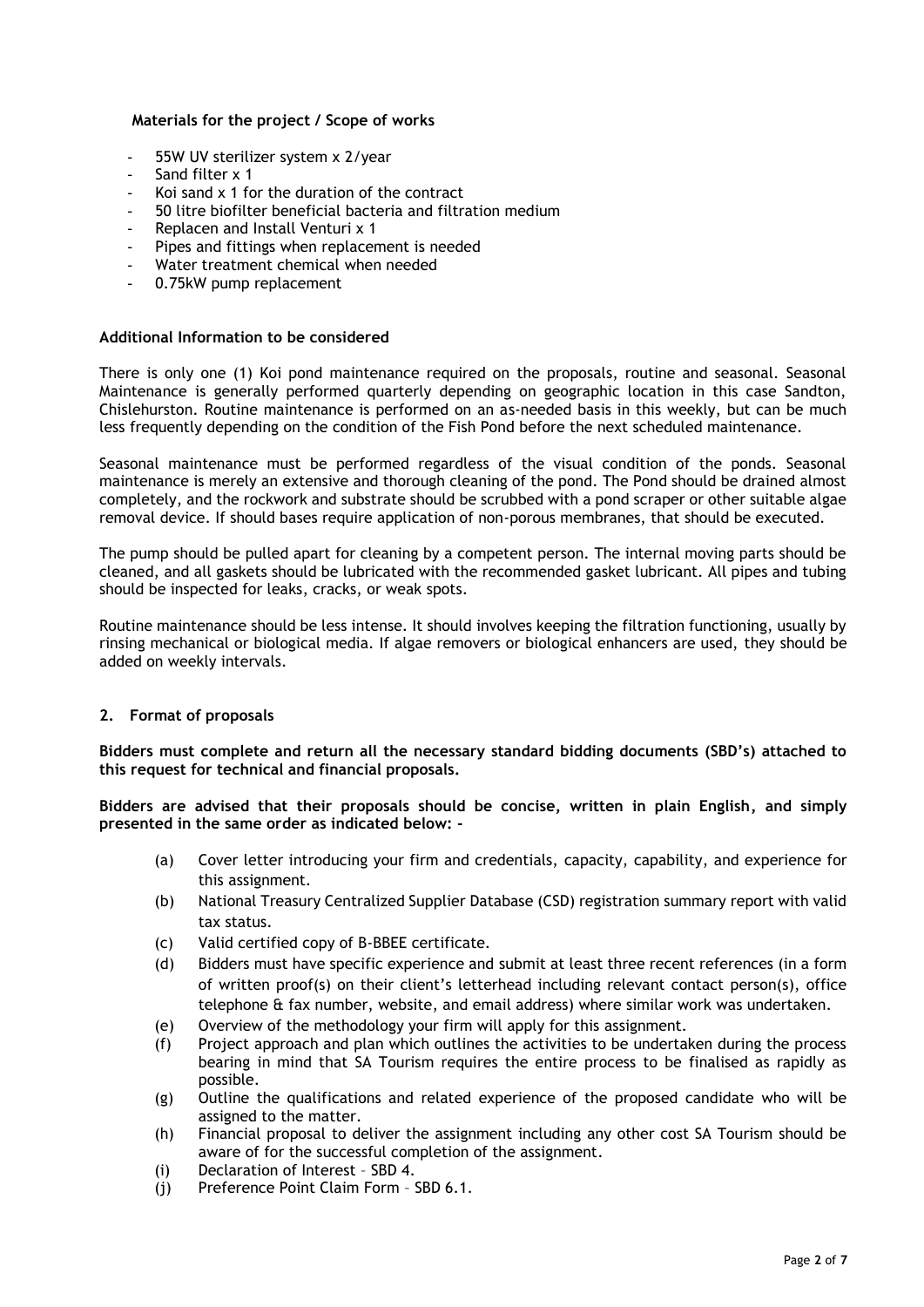**Materials for the project / Scope of works**

- 55W UV sterilizer system x 2/year
- Sand filter x 1
- Koi sand x 1 for the duration of the contract
- 50 litre biofilter beneficial bacteria and filtration medium
- Replacen and Install Venturi x 1
- Pipes and fittings when replacement is needed
- Water treatment chemical when needed
- 0.75kW pump replacement

**Additional Information to be considered**

There is only one (1) Koi pond maintenance required on the proposals, routine and seasonal. Seasonal Maintenance is generally performed quarterly depending on geographic location in this case Sandton, Chislehurston. Routine maintenance is performed on an as-needed basis in this weekly, but can be much less frequently depending on the condition of the Fish Pond before the next scheduled maintenance.

Seasonal maintenance must be performed regardless of the visual condition of the ponds. Seasonal maintenance is merely an extensive and thorough cleaning of the pond. The Pond should be drained almost completely, and the rockwork and substrate should be scrubbed with a pond scraper or other suitable algae removal device. If should bases require application of non-porous membranes, that should be executed.

The pump should be pulled apart for cleaning by a competent person. The internal moving parts should be cleaned, and all gaskets should be lubricated with the recommended gasket lubricant. All pipes and tubing should be inspected for leaks, cracks, or weak spots.

Routine maintenance should be less intense. It should involves keeping the filtration functioning, usually by rinsing mechanical or biological media. If algae removers or biological enhancers are used, they should be added on weekly intervals.

## 2. Format of proposals

**Bidders must complete and return all the necessary standard bidding documents (SBD's) attached to this request for technical and financial proposals.**

**Bidders are advised that their proposals should be concise, written in plain English, and simply presented in the same order as indicated below: -**

(a) Cover letter introducing your firm and credentials, capacity, capability, and experience for this assignment.
(b) National Treasury Centralized Supplier Database (CSD) registration summary report with valid tax status.
(c) Valid certified copy of B-BBEE certificate.
(d) Bidders must have specific experience and submit at least three recent references (in a form of written proof(s) on their client's letterhead including relevant contact person(s), office telephone & fax number, website, and email address) where similar work was undertaken.
(e) Overview of the methodology your firm will apply for this assignment.
(f) Project approach and plan which outlines the activities to be undertaken during the process bearing in mind that SA Tourism requires the entire process to be finalised as rapidly as possible.
(g) Outline the qualifications and related experience of the proposed candidate who will be assigned to the matter.
(h) Financial proposal to deliver the assignment including any other cost SA Tourism should be aware of for the successful completion of the assignment.
(i) Declaration of Interest – SBD 4.
(j) Preference Point Claim Form – SBD 6.1.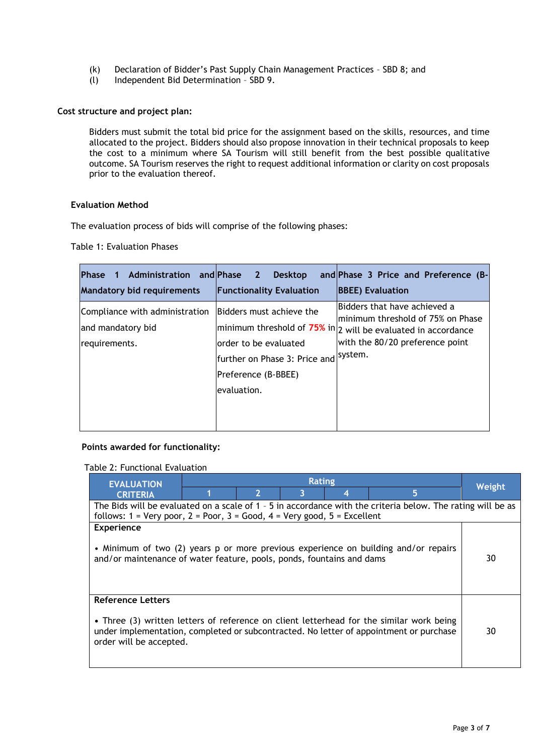(k) Declaration of Bidder's Past Supply Chain Management Practices – SBD 8; and
(l) Independent Bid Determination – SBD 9.

**Cost structure and project plan:**

Bidders must submit the total bid price for the assignment based on the skills, resources, and time allocated to the project. Bidders should also propose innovation in their technical proposals to keep the cost to a minimum where SA Tourism will still benefit from the best possible qualitative outcome. SA Tourism reserves the right to request additional information or clarity on cost proposals prior to the evaluation thereof.

**Evaluation Method**

The evaluation process of bids will comprise of the following phases:

Table 1: Evaluation Phases

| Phase 1 Administration and Mandatory bid requirements | Phase 2 Desktop and Functionality Evaluation | Phase 3 Price and Preference (B-BBEE) Evaluation |
|---|---|---|
| Compliance with administration and mandatory bid requirements. | Bidders must achieve the minimum threshold of **75%** in order to be evaluated further on Phase 3: Price and Preference (B-BBEE) evaluation. | Bidders that have achieved a minimum threshold of 75% on Phase 2 will be evaluated in accordance with the 80/20 preference point system. |

**Points awarded for functionality:**

Table 2: Functional Evaluation

| EVALUATION CRITERIA | Rating | | | | | Weight |
|---|---|---|---|---|---|---|
| | 1 | 2 | 3 | 4 | 5 | |
| The Bids will be evaluated on a scale of 1 - 5 in accordance with the criteria below. The rating will be as follows: 1 = Very poor, 2 = Poor, 3 = Good, 4 = Very good, 5 = Excellent | | | | | | |
| **Experience**<br><br>• Minimum of two (2) years p or more previous experience on building and/or repairs and/or maintenance of water feature, pools, ponds, fountains and dams | | | | | | 30 |
| **Reference Letters**<br><br>• Three (3) written letters of reference on client letterhead for the similar work being under implementation, completed or subcontracted. No letter of appointment or purchase order will be accepted. | | | | | | 30 |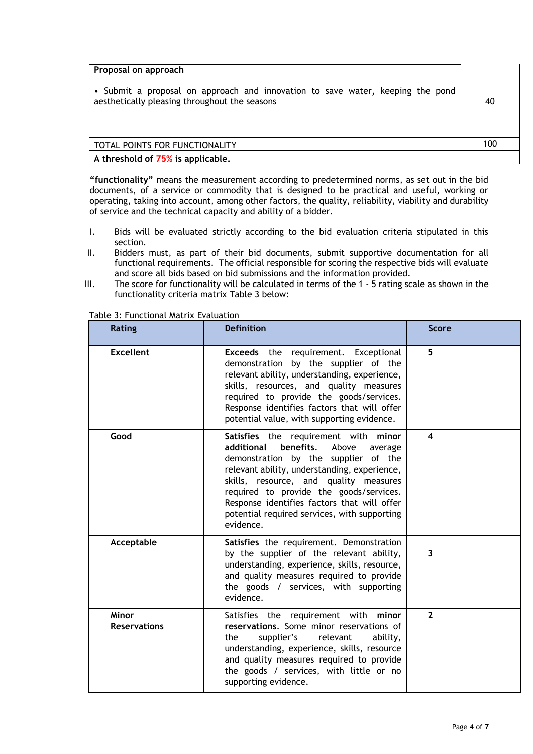| Proposal on approach<br><br>• Submit a proposal on approach and innovation to save water, keeping the pond aesthetically pleasing throughout the seasons | 40 |
|---|---|
| TOTAL POINTS FOR FUNCTIONALITY | 100 |
| **A threshold of 75% is applicable.** | |

**"functionality"** means the measurement according to predetermined norms, as set out in the bid documents, of a service or commodity that is designed to be practical and useful, working or operating, taking into account, among other factors, the quality, reliability, viability and durability of service and the technical capacity and ability of a bidder.

I. Bids will be evaluated strictly according to the bid evaluation criteria stipulated in this section.

II. Bidders must, as part of their bid documents, submit supportive documentation for all functional requirements. The official responsible for scoring the respective bids will evaluate and score all bids based on bid submissions and the information provided.

III. The score for functionality will be calculated in terms of the 1 - 5 rating scale as shown in the functionality criteria matrix Table 3 below:

Table 3: Functional Matrix Evaluation

| Rating | Definition | Score |
|---|---|---|
| **Excellent** | **Exceeds** the requirement. Exceptional demonstration by the supplier of the relevant ability, understanding, experience, skills, resources, and quality measures required to provide the goods/services. Response identifies factors that will offer potential value, with supporting evidence. | **5** |
| **Good** | **Satisfies** the requirement with **minor additional benefits**. Above average demonstration by the supplier of the relevant ability, understanding, experience, skills, resource, and quality measures required to provide the goods/services. Response identifies factors that will offer potential required services, with supporting evidence. | **4** |
| **Acceptable** | **Satisfies** the requirement. Demonstration by the supplier of the relevant ability, understanding, experience, skills, resource, and quality measures required to provide the goods / services, with supporting evidence. | **3** |
| **Minor Reservations** | Satisfies the requirement with **minor reservations**. Some minor reservations of the supplier's relevant ability, understanding, experience, skills, resource and quality measures required to provide the goods / services, with little or no supporting evidence. | **2** |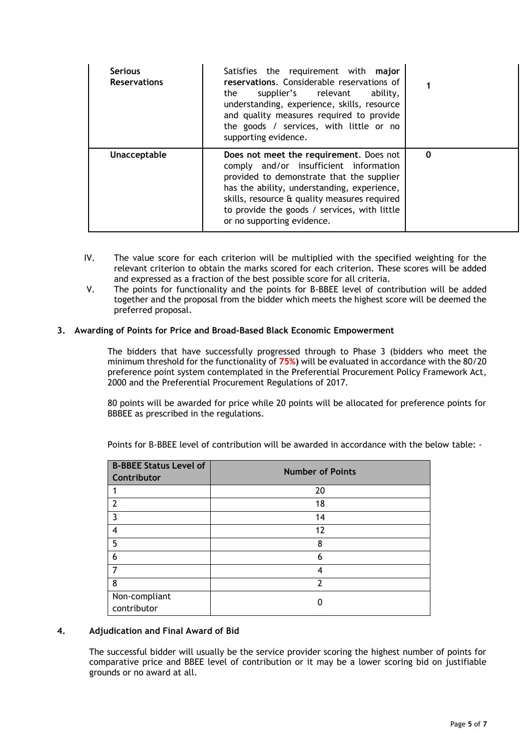| | | |
|---|---|---|
| **Serious Reservations** | Satisfies the requirement with **major reservations**. Considerable reservations of the supplier's relevant ability, understanding, experience, skills, resource and quality measures required to provide the goods / services, with little or no supporting evidence. | 1 |
| **Unacceptable** | **Does not meet the requirement**. Does not comply and/or insufficient information provided to demonstrate that the supplier has the ability, understanding, experience, skills, resource & quality measures required to provide the goods / services, with little or no supporting evidence. | 0 |

IV. The value score for each criterion will be multiplied with the specified weighting for the relevant criterion to obtain the marks scored for each criterion. These scores will be added and expressed as a fraction of the best possible score for all criteria.

V. The points for functionality and the points for B-BBEE level of contribution will be added together and the proposal from the bidder which meets the highest score will be deemed the preferred proposal.

**3. Awarding of Points for Price and Broad-Based Black Economic Empowerment**

The bidders that have successfully progressed through to Phase 3 (bidders who meet the minimum threshold for the functionality of **75%)** will be evaluated in accordance with the 80/20 preference point system contemplated in the Preferential Procurement Policy Framework Act, 2000 and the Preferential Procurement Regulations of 2017.

80 points will be awarded for price while 20 points will be allocated for preference points for BBBEE as prescribed in the regulations.

Points for B-BBEE level of contribution will be awarded in accordance with the below table: -

| B-BBEE Status Level of Contributor | Number of Points |
|---|---|
| 1 | 20 |
| 2 | 18 |
| 3 | 14 |
| 4 | 12 |
| 5 | 8 |
| 6 | 6 |
| 7 | 4 |
| 8 | 2 |
| Non-compliant contributor | 0 |

**4. Adjudication and Final Award of Bid**

The successful bidder will usually be the service provider scoring the highest number of points for comparative price and BBEE level of contribution or it may be a lower scoring bid on justifiable grounds or no award at all.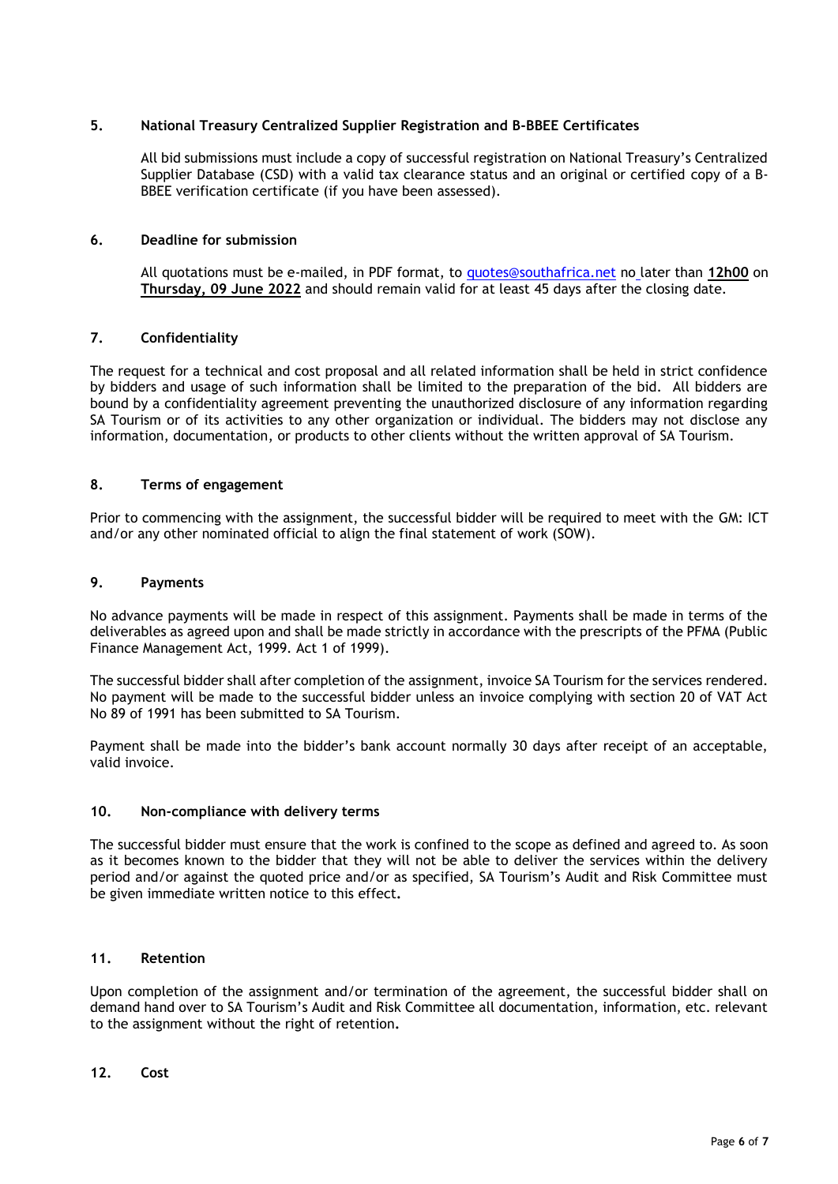## 5. National Treasury Centralized Supplier Registration and B-BBEE Certificates

All bid submissions must include a copy of successful registration on National Treasury's Centralized Supplier Database (CSD) with a valid tax clearance status and an original or certified copy of a B-BBEE verification certificate (if you have been assessed).

## 6. Deadline for submission

All quotations must be e-mailed, in PDF format, to quotes@southafrica.net no later than **12h00** on **Thursday, 09 June 2022** and should remain valid for at least 45 days after the closing date.

## 7. Confidentiality

The request for a technical and cost proposal and all related information shall be held in strict confidence by bidders and usage of such information shall be limited to the preparation of the bid. All bidders are bound by a confidentiality agreement preventing the unauthorized disclosure of any information regarding SA Tourism or of its activities to any other organization or individual. The bidders may not disclose any information, documentation, or products to other clients without the written approval of SA Tourism.

## 8. Terms of engagement

Prior to commencing with the assignment, the successful bidder will be required to meet with the GM: ICT and/or any other nominated official to align the final statement of work (SOW).

## 9. Payments

No advance payments will be made in respect of this assignment. Payments shall be made in terms of the deliverables as agreed upon and shall be made strictly in accordance with the prescripts of the PFMA (Public Finance Management Act, 1999. Act 1 of 1999).

The successful bidder shall after completion of the assignment, invoice SA Tourism for the services rendered. No payment will be made to the successful bidder unless an invoice complying with section 20 of VAT Act No 89 of 1991 has been submitted to SA Tourism.

Payment shall be made into the bidder's bank account normally 30 days after receipt of an acceptable, valid invoice.

## 10. Non-compliance with delivery terms

The successful bidder must ensure that the work is confined to the scope as defined and agreed to. As soon as it becomes known to the bidder that they will not be able to deliver the services within the delivery period and/or against the quoted price and/or as specified, SA Tourism's Audit and Risk Committee must be given immediate written notice to this effect**.**

## 11. Retention

Upon completion of the assignment and/or termination of the agreement, the successful bidder shall on demand hand over to SA Tourism's Audit and Risk Committee all documentation, information, etc. relevant to the assignment without the right of retention**.**

## 12. Cost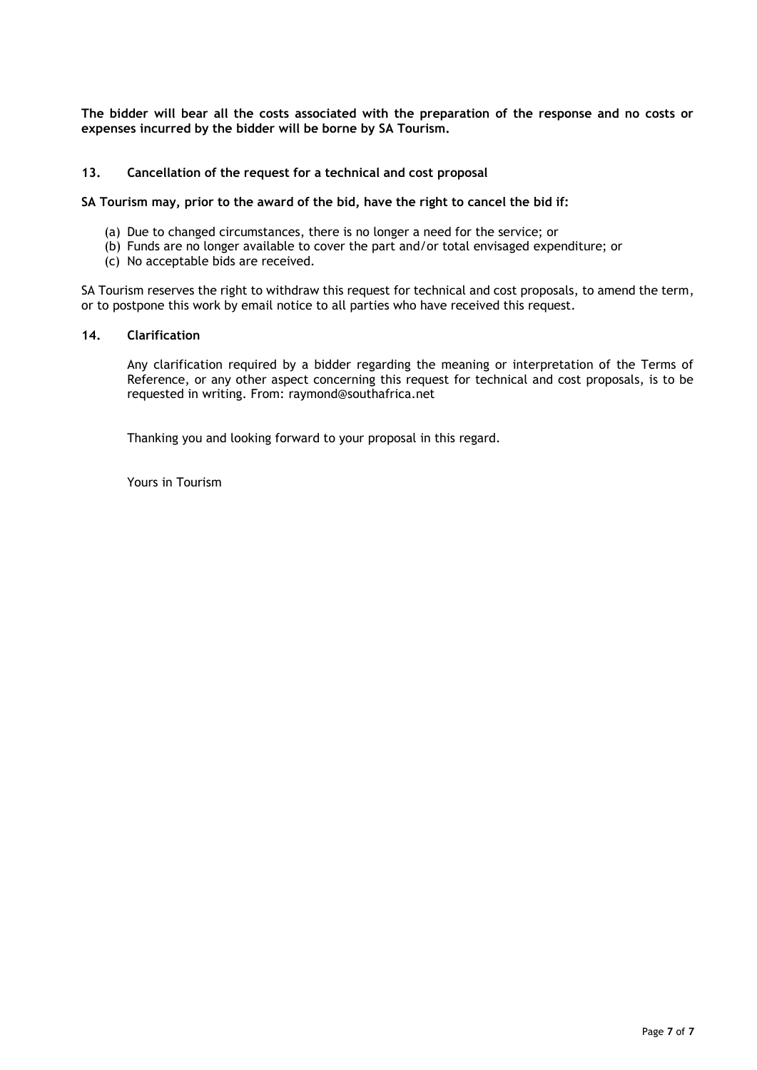**The bidder will bear all the costs associated with the preparation of the response and no costs or expenses incurred by the bidder will be borne by SA Tourism.**

## 13. Cancellation of the request for a technical and cost proposal

**SA Tourism may, prior to the award of the bid, have the right to cancel the bid if:**

(a) Due to changed circumstances, there is no longer a need for the service; or
(b) Funds are no longer available to cover the part and/or total envisaged expenditure; or
(c) No acceptable bids are received.

SA Tourism reserves the right to withdraw this request for technical and cost proposals, to amend the term, or to postpone this work by email notice to all parties who have received this request.

## 14. Clarification

Any clarification required by a bidder regarding the meaning or interpretation of the Terms of Reference, or any other aspect concerning this request for technical and cost proposals, is to be requested in writing. From: raymond@southafrica.net

Thanking you and looking forward to your proposal in this regard.

Yours in Tourism